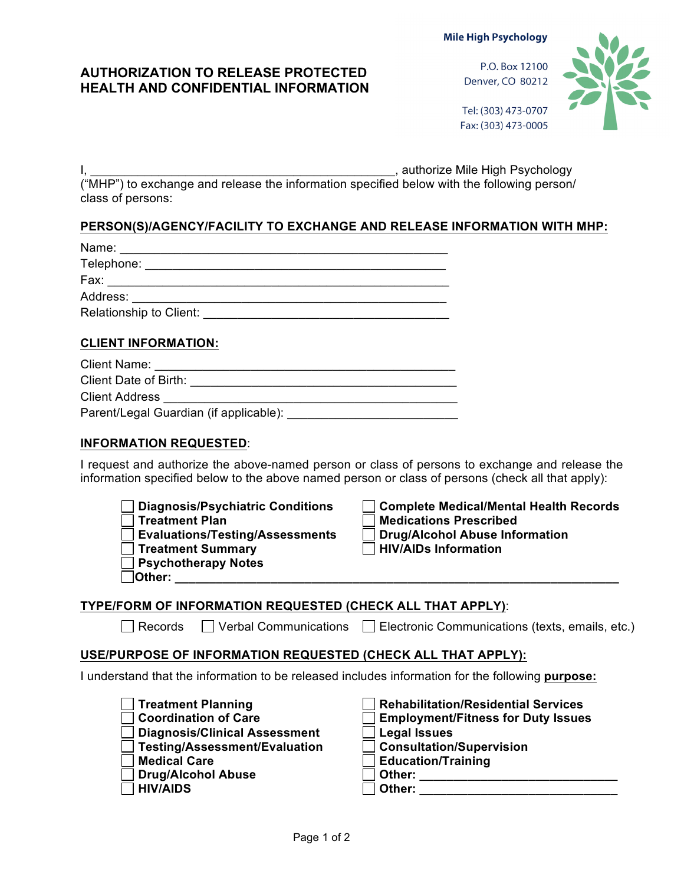Mile High Psychology

P.O. Box 12100
Denver, CO 80212

Tel: (303) 473-0707
Fax: (303) 473-0005

# AUTHORIZATION TO RELEASE PROTECTED HEALTH AND CONFIDENTIAL INFORMATION

I, _____________________________________________, authorize Mile High Psychology ("MHP") to exchange and release the information specified below with the following person/ class of persons:

**PERSON(S)/AGENCY/FACILITY TO EXCHANGE AND RELEASE INFORMATION WITH MHP:**

Name: _________________________________________________
Telephone: _____________________________________________
Fax: ___________________________________________________
Address: _______________________________________________
Relationship to Client: ___________________________________

**CLIENT INFORMATION:**

Client Name: ____________________________________________
Client Date of Birth: ______________________________________
Client Address ___________________________________________
Parent/Legal Guardian (if applicable): _______________________

**INFORMATION REQUESTED**:

I request and authorize the above-named person or class of persons to exchange and release the information specified below to the above named person or class of persons (check all that apply):

- ☐ **Diagnosis/Psychiatric Conditions**
- ☐ **Treatment Plan**
- ☐ **Evaluations/Testing/Assessments**
- ☐ **Treatment Summary**
- ☐ **Psychotherapy Notes**
- ☐ **Complete Medical/Mental Health Records**
- ☐ **Medications Prescribed**
- ☐ **Drug/Alcohol Abuse Information**
- ☐ **HIV/AIDs Information**
- ☐ **Other:** ___________________________________________________________

**TYPE/FORM OF INFORMATION REQUESTED (CHECK ALL THAT APPLY)**:

☐ Records ☐ Verbal Communications ☐ Electronic Communications (texts, emails, etc.)

**USE/PURPOSE OF INFORMATION REQUESTED (CHECK ALL THAT APPLY):**

I understand that the information to be released includes information for the following **purpose:**

- ☐ **Treatment Planning**
- ☐ **Coordination of Care**
- ☐ **Diagnosis/Clinical Assessment**
- ☐ **Testing/Assessment/Evaluation**
- ☐ **Medical Care**
- ☐ **Drug/Alcohol Abuse**
- ☐ **HIV/AIDS**
- ☐ **Rehabilitation/Residential Services**
- ☐ **Employment/Fitness for Duty Issues**
- ☐ **Legal Issues**
- ☐ **Consultation/Supervision**
- ☐ **Education/Training**
- ☐ **Other:** ____________________________
- ☐ **Other:** ____________________________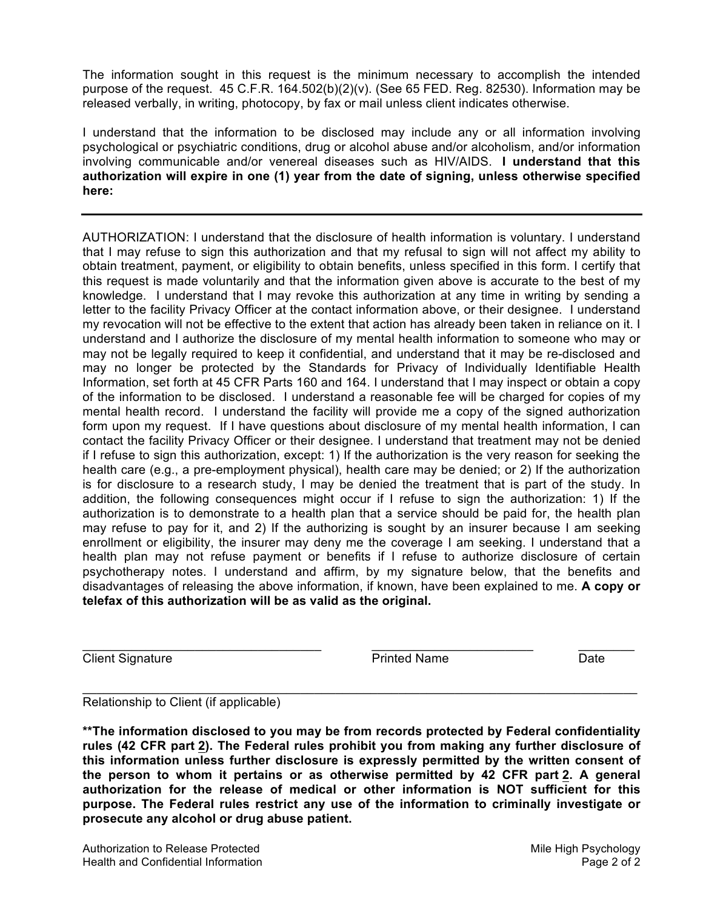The information sought in this request is the minimum necessary to accomplish the intended purpose of the request. 45 C.F.R. 164.502(b)(2)(v). (See 65 FED. Reg. 82530). Information may be released verbally, in writing, photocopy, by fax or mail unless client indicates otherwise.

I understand that the information to be disclosed may include any or all information involving psychological or psychiatric conditions, drug or alcohol abuse and/or alcoholism, and/or information involving communicable and/or venereal diseases such as HIV/AIDS. **I understand that this authorization will expire in one (1) year from the date of signing, unless otherwise specified here:**

---

AUTHORIZATION: I understand that the disclosure of health information is voluntary. I understand that I may refuse to sign this authorization and that my refusal to sign will not affect my ability to obtain treatment, payment, or eligibility to obtain benefits, unless specified in this form. I certify that this request is made voluntarily and that the information given above is accurate to the best of my knowledge. I understand that I may revoke this authorization at any time in writing by sending a letter to the facility Privacy Officer at the contact information above, or their designee. I understand my revocation will not be effective to the extent that action has already been taken in reliance on it. I understand and I authorize the disclosure of my mental health information to someone who may or may not be legally required to keep it confidential, and understand that it may be re-disclosed and may no longer be protected by the Standards for Privacy of Individually Identifiable Health Information, set forth at 45 CFR Parts 160 and 164. I understand that I may inspect or obtain a copy of the information to be disclosed. I understand a reasonable fee will be charged for copies of my mental health record. I understand the facility will provide me a copy of the signed authorization form upon my request. If I have questions about disclosure of my mental health information, I can contact the facility Privacy Officer or their designee. I understand that treatment may not be denied if I refuse to sign this authorization, except: 1) If the authorization is the very reason for seeking the health care (e.g., a pre-employment physical), health care may be denied; or 2) If the authorization is for disclosure to a research study, I may be denied the treatment that is part of the study. In addition, the following consequences might occur if I refuse to sign the authorization: 1) If the authorization is to demonstrate to a health plan that a service should be paid for, the health plan may refuse to pay for it, and 2) If the authorizing is sought by an insurer because I am seeking enrollment or eligibility, the insurer may deny me the coverage I am seeking. I understand that a health plan may not refuse payment or benefits if I refuse to authorize disclosure of certain psychotherapy notes. I understand and affirm, by my signature below, that the benefits and disadvantages of releasing the above information, if known, have been explained to me. **A copy or telefax of this authorization will be as valid as the original.**

| | | |
|---|---|---|
| ________________________ | ________________________ | ________ |
| Client Signature | Printed Name | Date |

______________________________________________________________________
Relationship to Client (if applicable)

**\*\*The information disclosed to you may be from records protected by Federal confidentiality rules (42 CFR part 2). The Federal rules prohibit you from making any further disclosure of this information unless further disclosure is expressly permitted by the written consent of the person to whom it pertains or as otherwise permitted by 42 CFR part 2. A general authorization for the release of medical or other information is NOT sufficient for this purpose. The Federal rules restrict any use of the information to criminally investigate or prosecute any alcohol or drug abuse patient.**